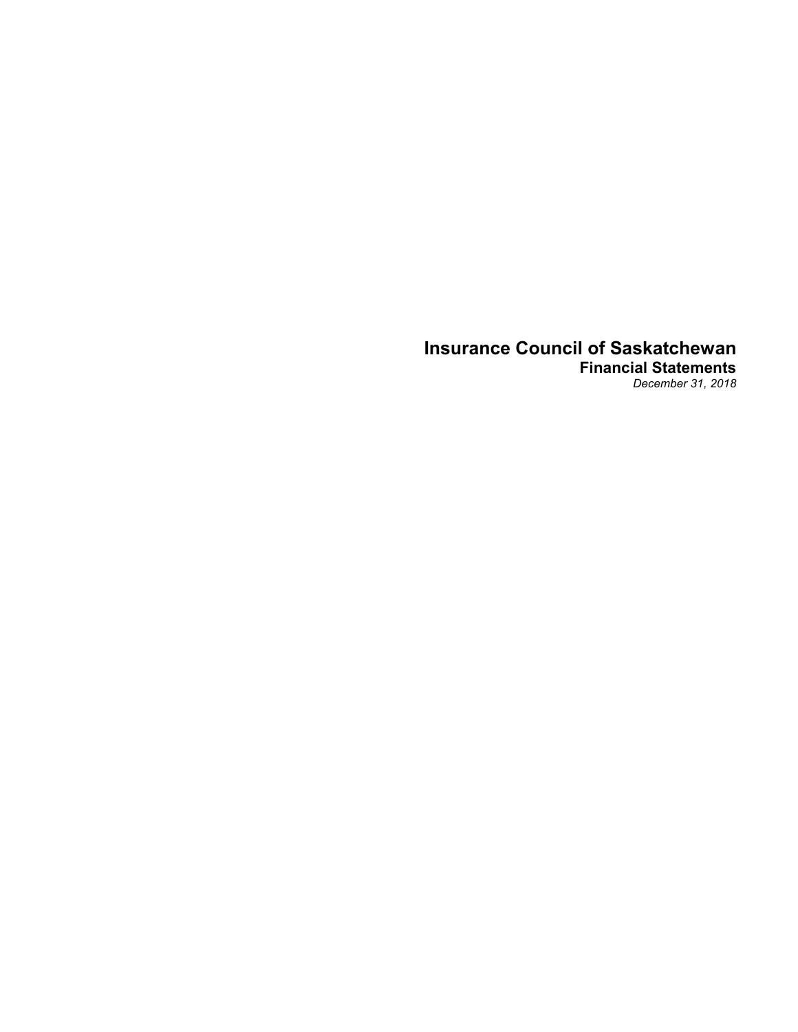# Insurance Council of Saskatchewan

## Financial Statements

*December 31, 2018*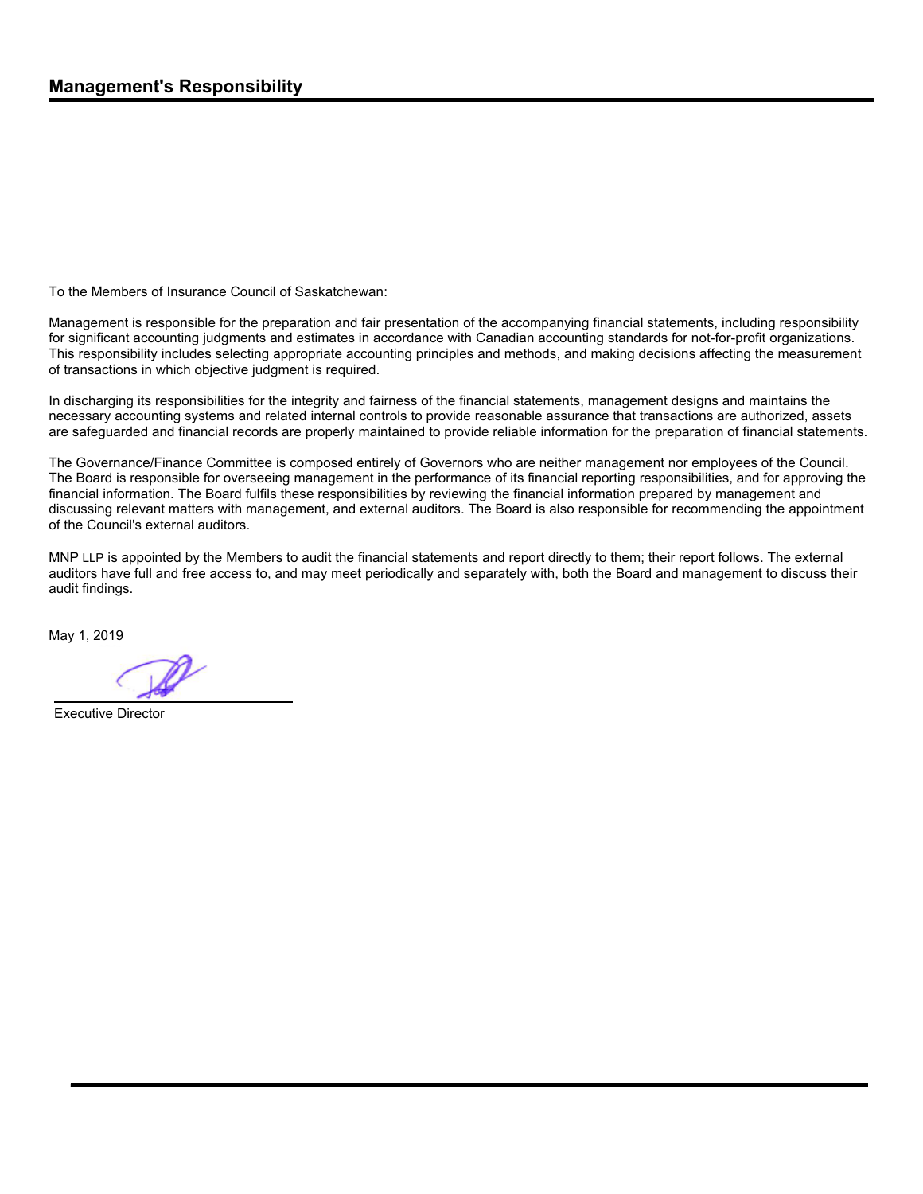## Management's Responsibility

To the Members of Insurance Council of Saskatchewan:

Management is responsible for the preparation and fair presentation of the accompanying financial statements, including responsibility for significant accounting judgments and estimates in accordance with Canadian accounting standards for not-for-profit organizations. This responsibility includes selecting appropriate accounting principles and methods, and making decisions affecting the measurement of transactions in which objective judgment is required.

In discharging its responsibilities for the integrity and fairness of the financial statements, management designs and maintains the necessary accounting systems and related internal controls to provide reasonable assurance that transactions are authorized, assets are safeguarded and financial records are properly maintained to provide reliable information for the preparation of financial statements.

The Governance/Finance Committee is composed entirely of Governors who are neither management nor employees of the Council. The Board is responsible for overseeing management in the performance of its financial reporting responsibilities, and for approving the financial information. The Board fulfils these responsibilities by reviewing the financial information prepared by management and discussing relevant matters with management, and external auditors. The Board is also responsible for recommending the appointment of the Council's external auditors.

MNP LLP is appointed by the Members to audit the financial statements and report directly to them; their report follows. The external auditors have full and free access to, and may meet periodically and separately with, both the Board and management to discuss their audit findings.

May 1, 2019

Executive Director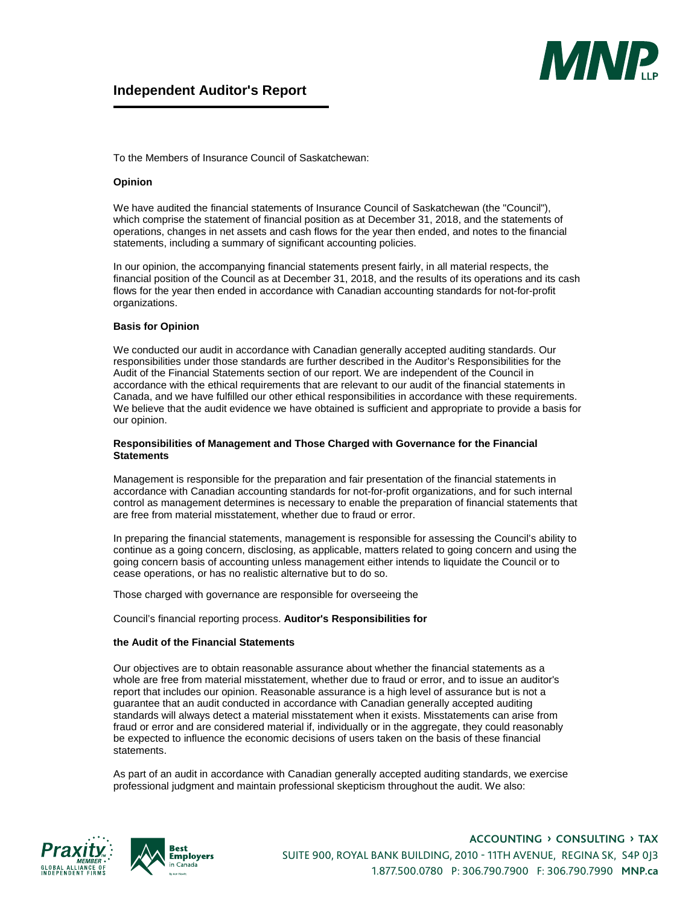## Independent Auditor's Report

To the Members of Insurance Council of Saskatchewan:

**Opinion**

We have audited the financial statements of Insurance Council of Saskatchewan (the "Council"), which comprise the statement of financial position as at December 31, 2018, and the statements of operations, changes in net assets and cash flows for the year then ended, and notes to the financial statements, including a summary of significant accounting policies.

In our opinion, the accompanying financial statements present fairly, in all material respects, the financial position of the Council as at December 31, 2018, and the results of its operations and its cash flows for the year then ended in accordance with Canadian accounting standards for not-for-profit organizations.

**Basis for Opinion**

We conducted our audit in accordance with Canadian generally accepted auditing standards. Our responsibilities under those standards are further described in the Auditor's Responsibilities for the Audit of the Financial Statements section of our report. We are independent of the Council in accordance with the ethical requirements that are relevant to our audit of the financial statements in Canada, and we have fulfilled our other ethical responsibilities in accordance with these requirements. We believe that the audit evidence we have obtained is sufficient and appropriate to provide a basis for our opinion.

**Responsibilities of Management and Those Charged with Governance for the Financial Statements**

Management is responsible for the preparation and fair presentation of the financial statements in accordance with Canadian accounting standards for not-for-profit organizations, and for such internal control as management determines is necessary to enable the preparation of financial statements that are free from material misstatement, whether due to fraud or error.

In preparing the financial statements, management is responsible for assessing the Council's ability to continue as a going concern, disclosing, as applicable, matters related to going concern and using the going concern basis of accounting unless management either intends to liquidate the Council or to cease operations, or has no realistic alternative but to do so.

Those charged with governance are responsible for overseeing the Council's financial reporting process.

**Auditor's Responsibilities for the Audit of the Financial Statements**

Our objectives are to obtain reasonable assurance about whether the financial statements as a whole are free from material misstatement, whether due to fraud or error, and to issue an auditor's report that includes our opinion. Reasonable assurance is a high level of assurance but is not a guarantee that an audit conducted in accordance with Canadian generally accepted auditing standards will always detect a material misstatement when it exists. Misstatements can arise from fraud or error and are considered material if, individually or in the aggregate, they could reasonably be expected to influence the economic decisions of users taken on the basis of these financial statements.

As part of an audit in accordance with Canadian generally accepted auditing standards, we exercise professional judgment and maintain professional skepticism throughout the audit. We also: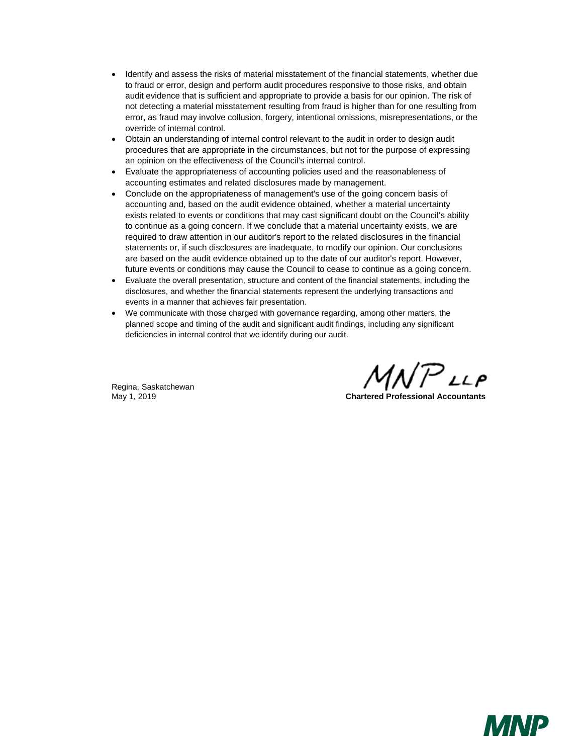- Identify and assess the risks of material misstatement of the financial statements, whether due to fraud or error, design and perform audit procedures responsive to those risks, and obtain audit evidence that is sufficient and appropriate to provide a basis for our opinion. The risk of not detecting a material misstatement resulting from fraud is higher than for one resulting from error, as fraud may involve collusion, forgery, intentional omissions, misrepresentations, or the override of internal control.
- Obtain an understanding of internal control relevant to the audit in order to design audit procedures that are appropriate in the circumstances, but not for the purpose of expressing an opinion on the effectiveness of the Council's internal control.
- Evaluate the appropriateness of accounting policies used and the reasonableness of accounting estimates and related disclosures made by management.
- Conclude on the appropriateness of management's use of the going concern basis of accounting and, based on the audit evidence obtained, whether a material uncertainty exists related to events or conditions that may cast significant doubt on the Council's ability to continue as a going concern. If we conclude that a material uncertainty exists, we are required to draw attention in our auditor's report to the related disclosures in the financial statements or, if such disclosures are inadequate, to modify our opinion. Our conclusions are based on the audit evidence obtained up to the date of our auditor's report. However, future events or conditions may cause the Council to cease to continue as a going concern.
- Evaluate the overall presentation, structure and content of the financial statements, including the disclosures, and whether the financial statements represent the underlying transactions and events in a manner that achieves fair presentation.
- We communicate with those charged with governance regarding, among other matters, the planned scope and timing of the audit and significant audit findings, including any significant deficiencies in internal control that we identify during our audit.

MNP LLP

Regina, Saskatchewan
May 1, 2019

**Chartered Professional Accountants**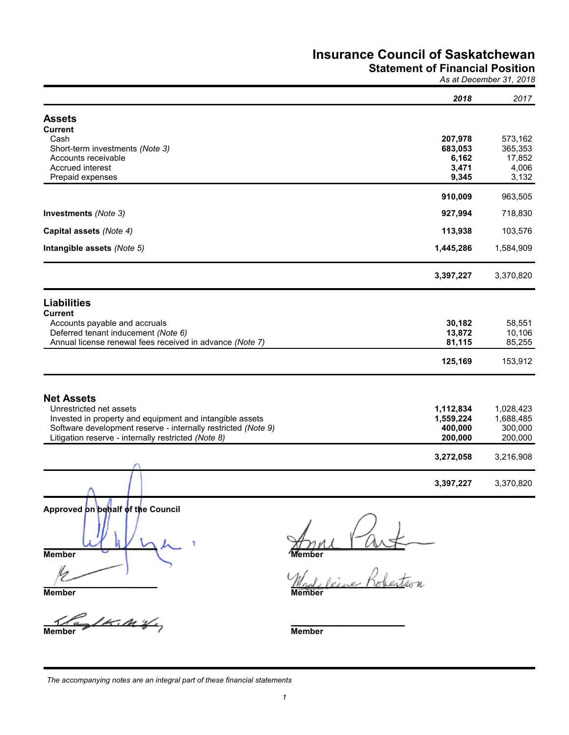# Insurance Council of Saskatchewan

## Statement of Financial Position

*As at December 31, 2018*

| | **2018** | 2017 |
|---|---|---|
| **Assets** | | |
| **Current** | | |
| Cash | **207,978** | 573,162 |
| Short-term investments *(Note 3)* | **683,053** | 365,353 |
| Accounts receivable | **6,162** | 17,852 |
| Accrued interest | **3,471** | 4,006 |
| Prepaid expenses | **9,345** | 3,132 |
| | **910,009** | 963,505 |
| **Investments** *(Note 3)* | **927,994** | 718,830 |
| **Capital assets** *(Note 4)* | **113,938** | 103,576 |
| **Intangible assets** *(Note 5)* | **1,445,286** | 1,584,909 |
| | **3,397,227** | 3,370,820 |
| **Liabilities** | | |
| **Current** | | |
| Accounts payable and accruals | **30,182** | 58,551 |
| Deferred tenant inducement *(Note 6)* | **13,872** | 10,106 |
| Annual license renewal fees received in advance *(Note 7)* | **81,115** | 85,255 |
| | **125,169** | 153,912 |
| **Net Assets** | | |
| Unrestricted net assets | **1,112,834** | 1,028,423 |
| Invested in property and equipment and intangible assets | **1,559,224** | 1,688,485 |
| Software development reserve - internally restricted *(Note 9)* | **400,000** | 300,000 |
| Litigation reserve - internally restricted *(Note 8)* | **200,000** | 200,000 |
| | **3,272,058** | 3,216,908 |
| | **3,397,227** | 3,370,820 |

**Approved on behalf of the Council**

**Member** **Member**

**Member** **Member**

**Member** **Member**

*The accompanying notes are an integral part of these financial statements*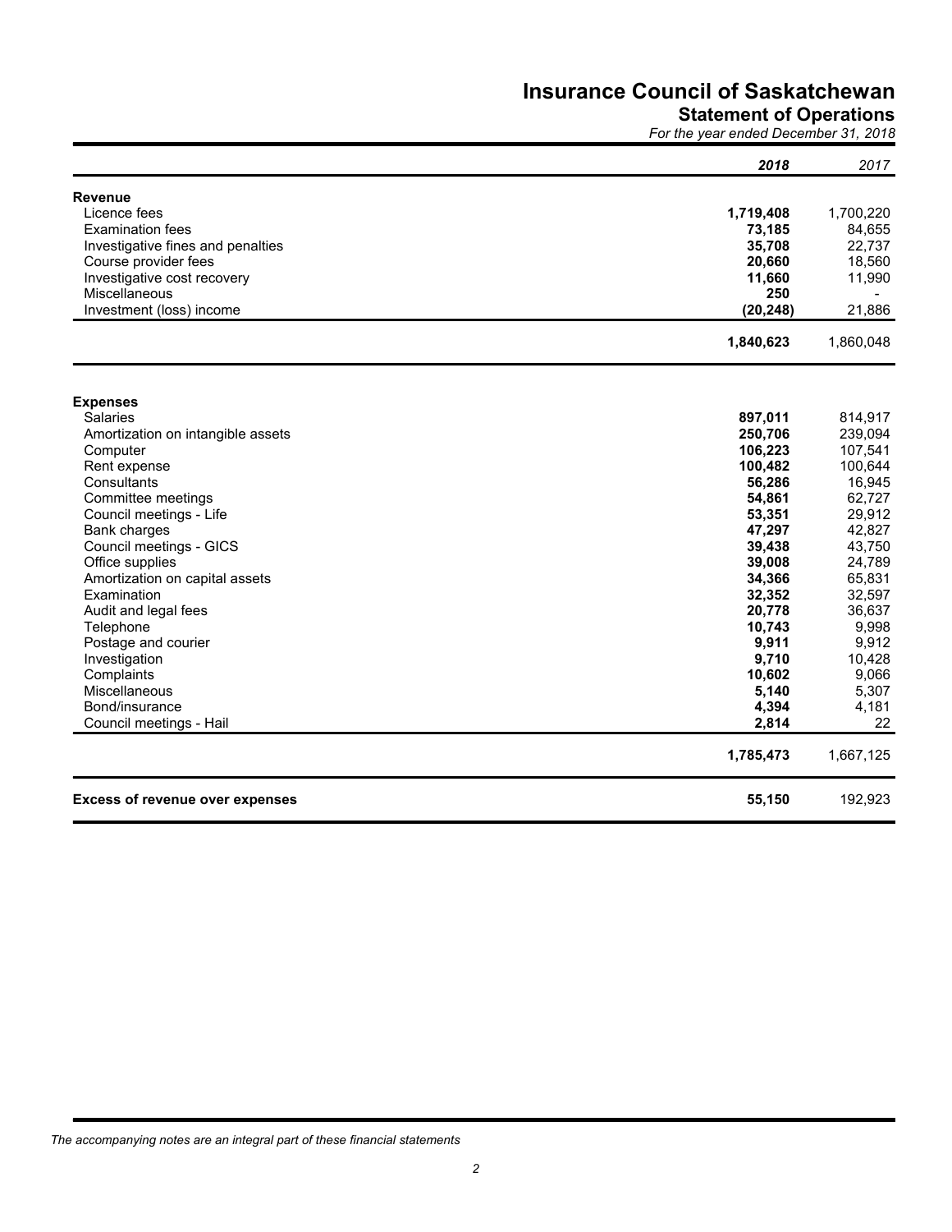# Insurance Council of Saskatchewan

## Statement of Operations

*For the year ended December 31, 2018*

| | **2018** | 2017 |
|---|---|---|
| **Revenue** | | |
| Licence fees | **1,719,408** | 1,700,220 |
| Examination fees | **73,185** | 84,655 |
| Investigative fines and penalties | **35,708** | 22,737 |
| Course provider fees | **20,660** | 18,560 |
| Investigative cost recovery | **11,660** | 11,990 |
| Miscellaneous | **250** | - |
| Investment (loss) income | **(20,248)** | 21,886 |
| | **1,840,623** | 1,860,048 |
| **Expenses** | | |
| Salaries | **897,011** | 814,917 |
| Amortization on intangible assets | **250,706** | 239,094 |
| Computer | **106,223** | 107,541 |
| Rent expense | **100,482** | 100,644 |
| Consultants | **56,286** | 16,945 |
| Committee meetings | **54,861** | 62,727 |
| Council meetings - Life | **53,351** | 29,912 |
| Bank charges | **47,297** | 42,827 |
| Council meetings - GICS | **39,438** | 43,750 |
| Office supplies | **39,008** | 24,789 |
| Amortization on capital assets | **34,366** | 65,831 |
| Examination | **32,352** | 32,597 |
| Audit and legal fees | **20,778** | 36,637 |
| Telephone | **10,743** | 9,998 |
| Postage and courier | **9,911** | 9,912 |
| Investigation | **9,710** | 10,428 |
| Complaints | **10,602** | 9,066 |
| Miscellaneous | **5,140** | 5,307 |
| Bond/insurance | **4,394** | 4,181 |
| Council meetings - Hail | **2,814** | 22 |
| | **1,785,473** | 1,667,125 |
| **Excess of revenue over expenses** | **55,150** | 192,923 |

*The accompanying notes are an integral part of these financial statements*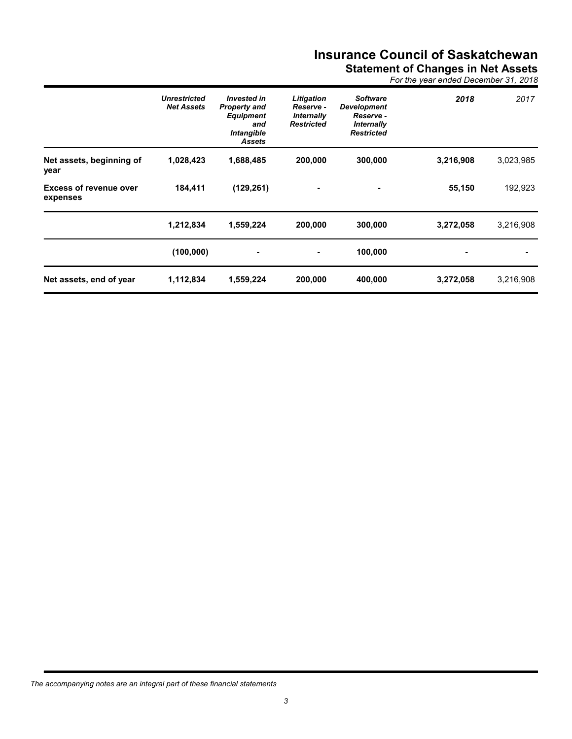# Insurance Council of Saskatchewan

## Statement of Changes in Net Assets

*For the year ended December 31, 2018*

| | *Unrestricted Net Assets* | *Invested in Property and Equipment and Intangible Assets* | *Litigation Reserve - Internally Restricted* | *Software Development Reserve - Internally Restricted* | *2018* | *2017* |
|---|---|---|---|---|---|---|
| **Net assets, beginning of year** | **1,028,423** | **1,688,485** | **200,000** | **300,000** | **3,216,908** | 3,023,985 |
| **Excess of revenue over expenses** | **184,411** | **(129,261)** | **-** | **-** | **55,150** | 192,923 |
| | **1,212,834** | **1,559,224** | **200,000** | **300,000** | **3,272,058** | 3,216,908 |
| | **(100,000)** | **-** | **-** | **100,000** | **-** | - |
| **Net assets, end of year** | **1,112,834** | **1,559,224** | **200,000** | **400,000** | **3,272,058** | 3,216,908 |

*The accompanying notes are an integral part of these financial statements*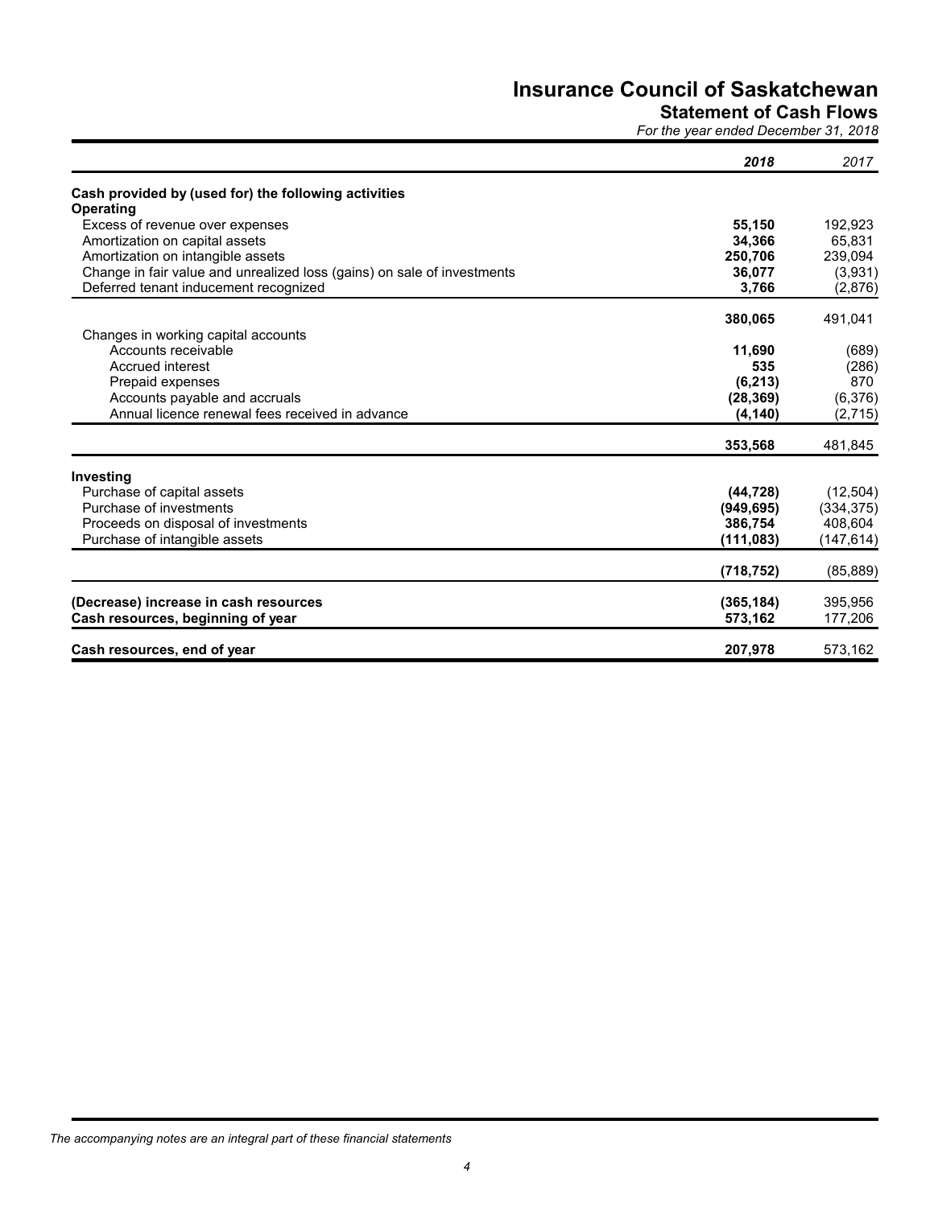# Insurance Council of Saskatchewan

## Statement of Cash Flows

*For the year ended December 31, 2018*

| | *2018* | *2017* |
|---|---|---|
| **Cash provided by (used for) the following activities** | | |
| **Operating** | | |
| Excess of revenue over expenses | **55,150** | 192,923 |
| Amortization on capital assets | **34,366** | 65,831 |
| Amortization on intangible assets | **250,706** | 239,094 |
| Change in fair value and unrealized loss (gains) on sale of investments | **36,077** | (3,931) |
| Deferred tenant inducement recognized | **3,766** | (2,876) |
| | **380,065** | 491,041 |
| Changes in working capital accounts | | |
| Accounts receivable | **11,690** | (689) |
| Accrued interest | **535** | (286) |
| Prepaid expenses | **(6,213)** | 870 |
| Accounts payable and accruals | **(28,369)** | (6,376) |
| Annual licence renewal fees received in advance | **(4,140)** | (2,715) |
| | **353,568** | 481,845 |
| **Investing** | | |
| Purchase of capital assets | **(44,728)** | (12,504) |
| Purchase of investments | **(949,695)** | (334,375) |
| Proceeds on disposal of investments | **386,754** | 408,604 |
| Purchase of intangible assets | **(111,083)** | (147,614) |
| | **(718,752)** | (85,889) |
| **(Decrease) increase in cash resources** | **(365,184)** | 395,956 |
| **Cash resources, beginning of year** | **573,162** | 177,206 |
| **Cash resources, end of year** | **207,978** | 573,162 |

*The accompanying notes are an integral part of these financial statements*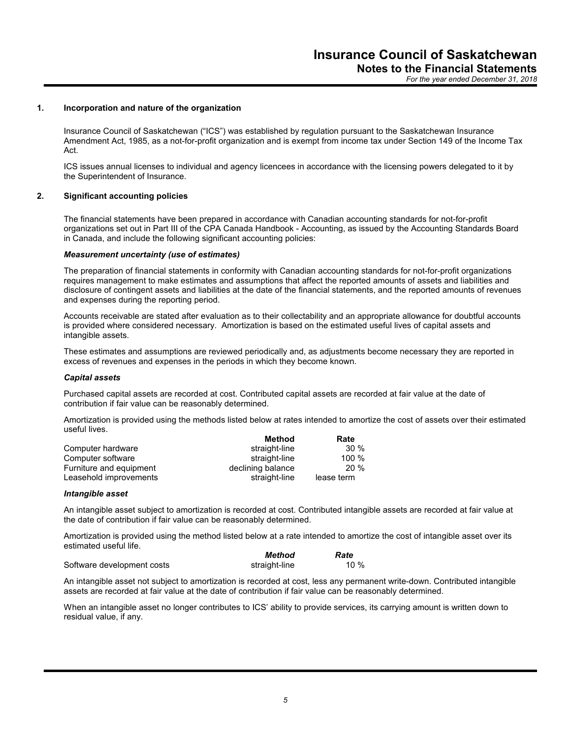# Insurance Council of Saskatchewan

## Notes to the Financial Statements

*For the year ended December 31, 2018*

### 1. Incorporation and nature of the organization

Insurance Council of Saskatchewan ("ICS") was established by regulation pursuant to the Saskatchewan Insurance Amendment Act, 1985, as a not-for-profit organization and is exempt from income tax under Section 149 of the Income Tax Act.

ICS issues annual licenses to individual and agency licencees in accordance with the licensing powers delegated to it by the Superintendent of Insurance.

### 2. Significant accounting policies

The financial statements have been prepared in accordance with Canadian accounting standards for not-for-profit organizations set out in Part III of the CPA Canada Handbook - Accounting, as issued by the Accounting Standards Board in Canada, and include the following significant accounting policies:

***Measurement uncertainty (use of estimates)***

The preparation of financial statements in conformity with Canadian accounting standards for not-for-profit organizations requires management to make estimates and assumptions that affect the reported amounts of assets and liabilities and disclosure of contingent assets and liabilities at the date of the financial statements, and the reported amounts of revenues and expenses during the reporting period.

Accounts receivable are stated after evaluation as to their collectability and an appropriate allowance for doubtful accounts is provided where considered necessary. Amortization is based on the estimated useful lives of capital assets and intangible assets.

These estimates and assumptions are reviewed periodically and, as adjustments become necessary they are reported in excess of revenues and expenses in the periods in which they become known.

***Capital assets***

Purchased capital assets are recorded at cost. Contributed capital assets are recorded at fair value at the date of contribution if fair value can be reasonably determined.

Amortization is provided using the methods listed below at rates intended to amortize the cost of assets over their estimated useful lives.

| | **Method** | **Rate** |
|---|---|---|
| Computer hardware | straight-line | 30 % |
| Computer software | straight-line | 100 % |
| Furniture and equipment | declining balance | 20 % |
| Leasehold improvements | straight-line | lease term |

***Intangible asset***

An intangible asset subject to amortization is recorded at cost. Contributed intangible assets are recorded at fair value at the date of contribution if fair value can be reasonably determined.

Amortization is provided using the method listed below at a rate intended to amortize the cost of intangible asset over its estimated useful life.

| | ***Method*** | ***Rate*** |
|---|---|---|
| Software development costs | straight-line | 10 % |

An intangible asset not subject to amortization is recorded at cost, less any permanent write-down. Contributed intangible assets are recorded at fair value at the date of contribution if fair value can be reasonably determined.

When an intangible asset no longer contributes to ICS' ability to provide services, its carrying amount is written down to residual value, if any.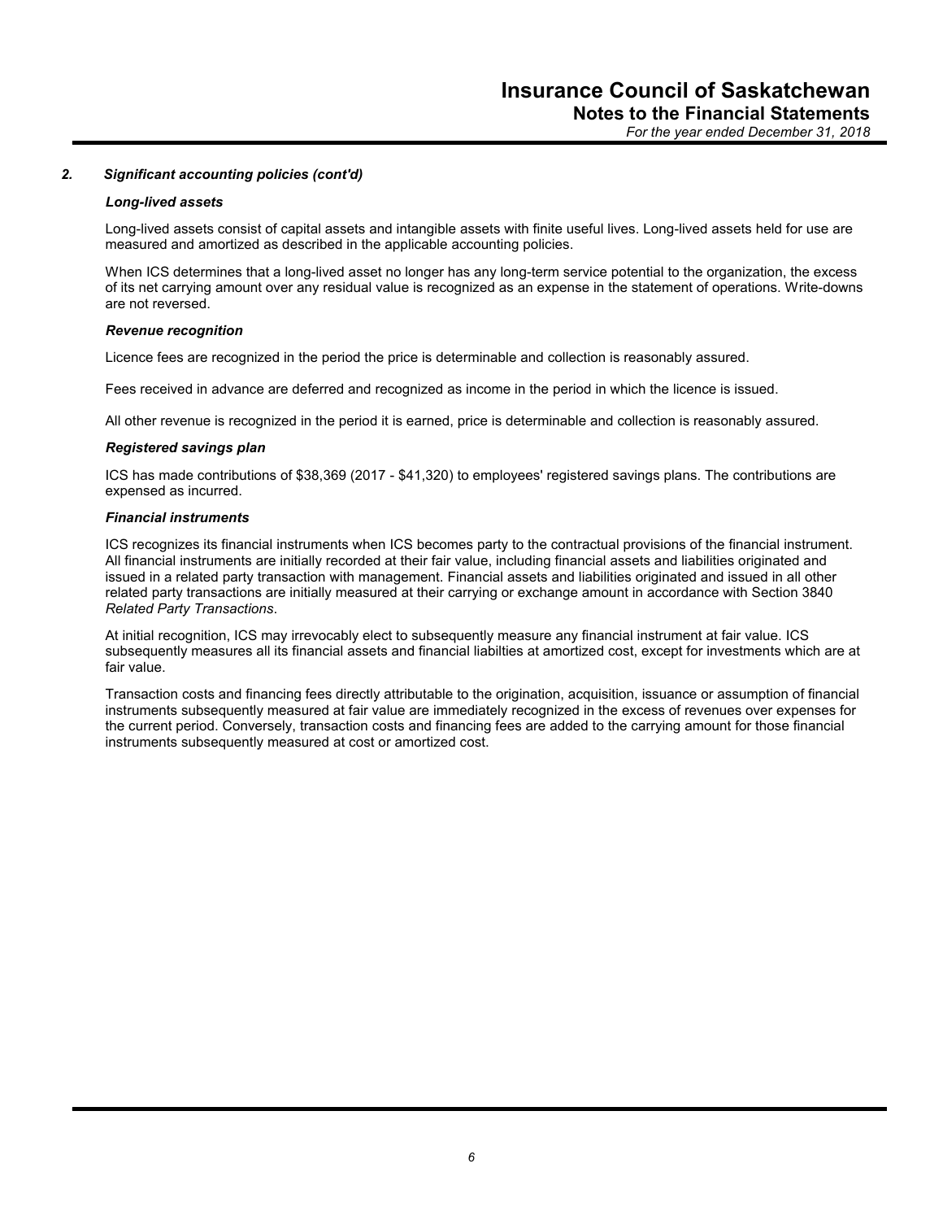### 2. Significant accounting policies (cont'd)

***Long-lived assets***

Long-lived assets consist of capital assets and intangible assets with finite useful lives. Long-lived assets held for use are measured and amortized as described in the applicable accounting policies.

When ICS determines that a long-lived asset no longer has any long-term service potential to the organization, the excess of its net carrying amount over any residual value is recognized as an expense in the statement of operations. Write-downs are not reversed.

***Revenue recognition***

Licence fees are recognized in the period the price is determinable and collection is reasonably assured.

Fees received in advance are deferred and recognized as income in the period in which the licence is issued.

All other revenue is recognized in the period it is earned, price is determinable and collection is reasonably assured.

***Registered savings plan***

ICS has made contributions of $38,369 (2017 - $41,320) to employees' registered savings plans. The contributions are expensed as incurred.

***Financial instruments***

ICS recognizes its financial instruments when ICS becomes party to the contractual provisions of the financial instrument. All financial instruments are initially recorded at their fair value, including financial assets and liabilities originated and issued in a related party transaction with management. Financial assets and liabilities originated and issued in all other related party transactions are initially measured at their carrying or exchange amount in accordance with Section 3840 *Related Party Transactions*.

At initial recognition, ICS may irrevocably elect to subsequently measure any financial instrument at fair value. ICS subsequently measures all its financial assets and financial liabilties at amortized cost, except for investments which are at fair value.

Transaction costs and financing fees directly attributable to the origination, acquisition, issuance or assumption of financial instruments subsequently measured at fair value are immediately recognized in the excess of revenues over expenses for the current period. Conversely, transaction costs and financing fees are added to the carrying amount for those financial instruments subsequently measured at cost or amortized cost.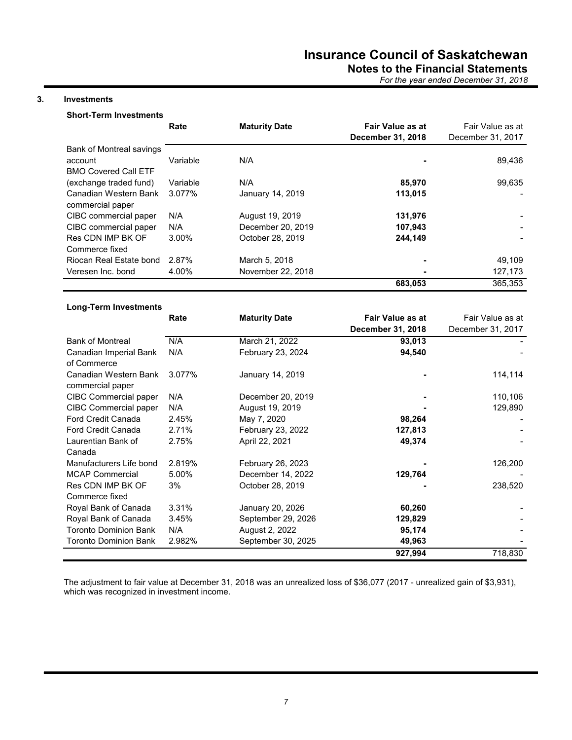## 3. Investments

**Short-Term Investments**

| | Rate | Maturity Date | Fair Value as at December 31, 2018 | Fair Value as at December 31, 2017 |
|---|---|---|---|---|
| Bank of Montreal savings account | Variable | N/A | - | 89,436 |
| BMO Covered Call ETF (exchange traded fund) | Variable | N/A | **85,970** | 99,635 |
| Canadian Western Bank commercial paper | 3.077% | January 14, 2019 | **113,015** | - |
| CIBC commercial paper | N/A | August 19, 2019 | **131,976** | - |
| CIBC commercial paper | N/A | December 20, 2019 | **107,943** | - |
| Res CDN IMP BK OF Commerce fixed | 3.00% | October 28, 2019 | **244,149** | - |
| Riocan Real Estate bond | 2.87% | March 5, 2018 | - | 49,109 |
| Veresen Inc. bond | 4.00% | November 22, 2018 | - | 127,173 |
| | | | **683,053** | 365,353 |

**Long-Term Investments**

| | Rate | Maturity Date | Fair Value as at December 31, 2018 | Fair Value as at December 31, 2017 |
|---|---|---|---|---|
| Bank of Montreal | N/A | March 21, 2022 | **93,013** | - |
| Canadian Imperial Bank of Commerce | N/A | February 23, 2024 | **94,540** | - |
| Canadian Western Bank commercial paper | 3.077% | January 14, 2019 | - | 114,114 |
| CIBC Commercial paper | N/A | December 20, 2019 | - | 110,106 |
| CIBC Commercial paper | N/A | August 19, 2019 | - | 129,890 |
| Ford Credit Canada | 2.45% | May 7, 2020 | **98,264** | - |
| Ford Credit Canada | 2.71% | February 23, 2022 | **127,813** | - |
| Laurentian Bank of Canada | 2.75% | April 22, 2021 | **49,374** | - |
| Manufacturers Life bond | 2.819% | February 26, 2023 | - | 126,200 |
| MCAP Commercial | 5.00% | December 14, 2022 | **129,764** | - |
| Res CDN IMP BK OF Commerce fixed | 3% | October 28, 2019 | - | 238,520 |
| Royal Bank of Canada | 3.31% | January 20, 2026 | **60,260** | - |
| Royal Bank of Canada | 3.45% | September 29, 2026 | **129,829** | - |
| Toronto Dominion Bank | N/A | August 2, 2022 | **95,174** | - |
| Toronto Dominion Bank | 2.982% | September 30, 2025 | **49,963** | - |
| | | | **927,994** | 718,830 |

The adjustment to fair value at December 31, 2018 was an unrealized loss of $36,077 (2017 - unrealized gain of $3,931), which was recognized in investment income.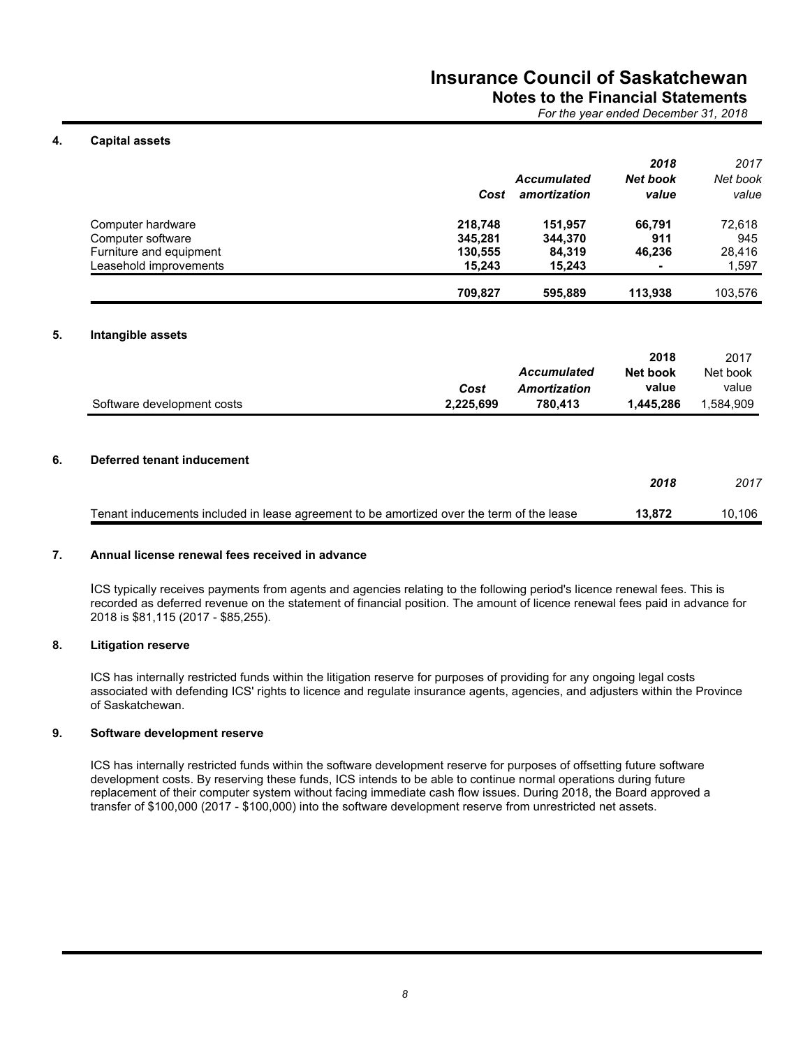# Insurance Council of Saskatchewan

## Notes to the Financial Statements

*For the year ended December 31, 2018*

### 4. Capital assets

| | Cost | Accumulated amortization | 2018 Net book value | 2017 Net book value |
|---|---|---|---|---|
| Computer hardware | **218,748** | **151,957** | **66,791** | 72,618 |
| Computer software | **345,281** | **344,370** | **911** | 945 |
| Furniture and equipment | **130,555** | **84,319** | **46,236** | 28,416 |
| Leasehold improvements | **15,243** | **15,243** | **-** | 1,597 |
| | **709,827** | **595,889** | **113,938** | 103,576 |

### 5. Intangible assets

| | Cost | Accumulated Amortization | 2018 Net book value | 2017 Net book value |
|---|---|---|---|---|
| Software development costs | **2,225,699** | **780,413** | **1,445,286** | 1,584,909 |

### 6. Deferred tenant inducement

| | 2018 | 2017 |
|---|---|---|
| Tenant inducements included in lease agreement to be amortized over the term of the lease | **13,872** | 10,106 |

### 7. Annual license renewal fees received in advance

ICS typically receives payments from agents and agencies relating to the following period's licence renewal fees. This is recorded as deferred revenue on the statement of financial position. The amount of licence renewal fees paid in advance for 2018 is $81,115 (2017 - $85,255).

### 8. Litigation reserve

ICS has internally restricted funds within the litigation reserve for purposes of providing for any ongoing legal costs associated with defending ICS' rights to licence and regulate insurance agents, agencies, and adjusters within the Province of Saskatchewan.

### 9. Software development reserve

ICS has internally restricted funds within the software development reserve for purposes of offsetting future software development costs. By reserving these funds, ICS intends to be able to continue normal operations during future replacement of their computer system without facing immediate cash flow issues. During 2018, the Board approved a transfer of $100,000 (2017 - $100,000) into the software development reserve from unrestricted net assets.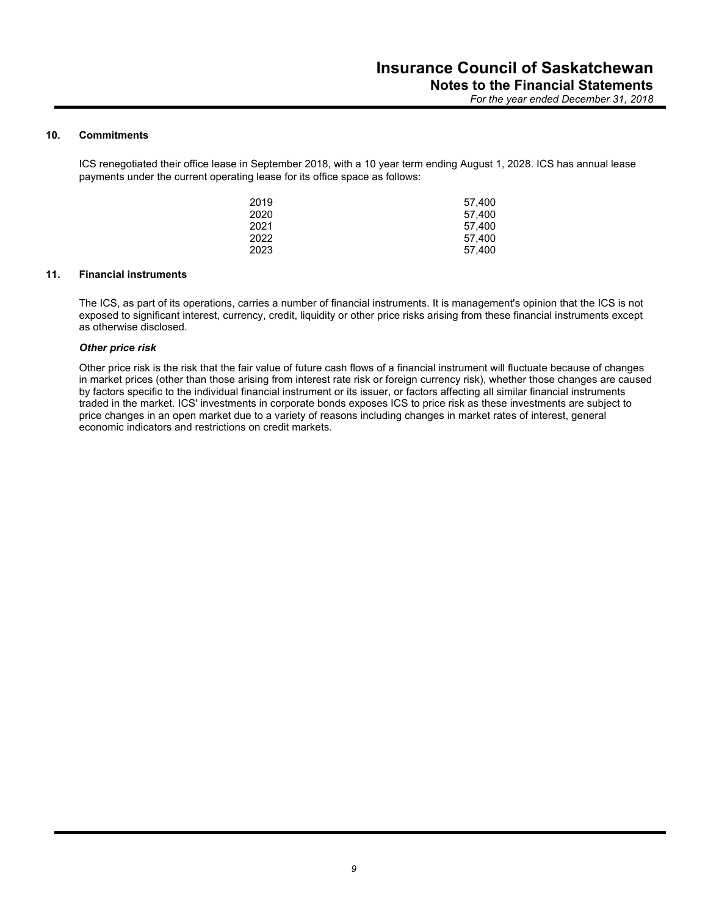### 10. Commitments

ICS renegotiated their office lease in September 2018, with a 10 year term ending August 1, 2028. ICS has annual lease payments under the current operating lease for its office space as follows:

| | |
|---|---|
| 2019 | 57,400 |
| 2020 | 57,400 |
| 2021 | 57,400 |
| 2022 | 57,400 |
| 2023 | 57,400 |

### 11. Financial instruments

The ICS, as part of its operations, carries a number of financial instruments. It is management's opinion that the ICS is not exposed to significant interest, currency, credit, liquidity or other price risks arising from these financial instruments except as otherwise disclosed.

***Other price risk***

Other price risk is the risk that the fair value of future cash flows of a financial instrument will fluctuate because of changes in market prices (other than those arising from interest rate risk or foreign currency risk), whether those changes are caused by factors specific to the individual financial instrument or its issuer, or factors affecting all similar financial instruments traded in the market. ICS' investments in corporate bonds exposes ICS to price risk as these investments are subject to price changes in an open market due to a variety of reasons including changes in market rates of interest, general economic indicators and restrictions on credit markets.